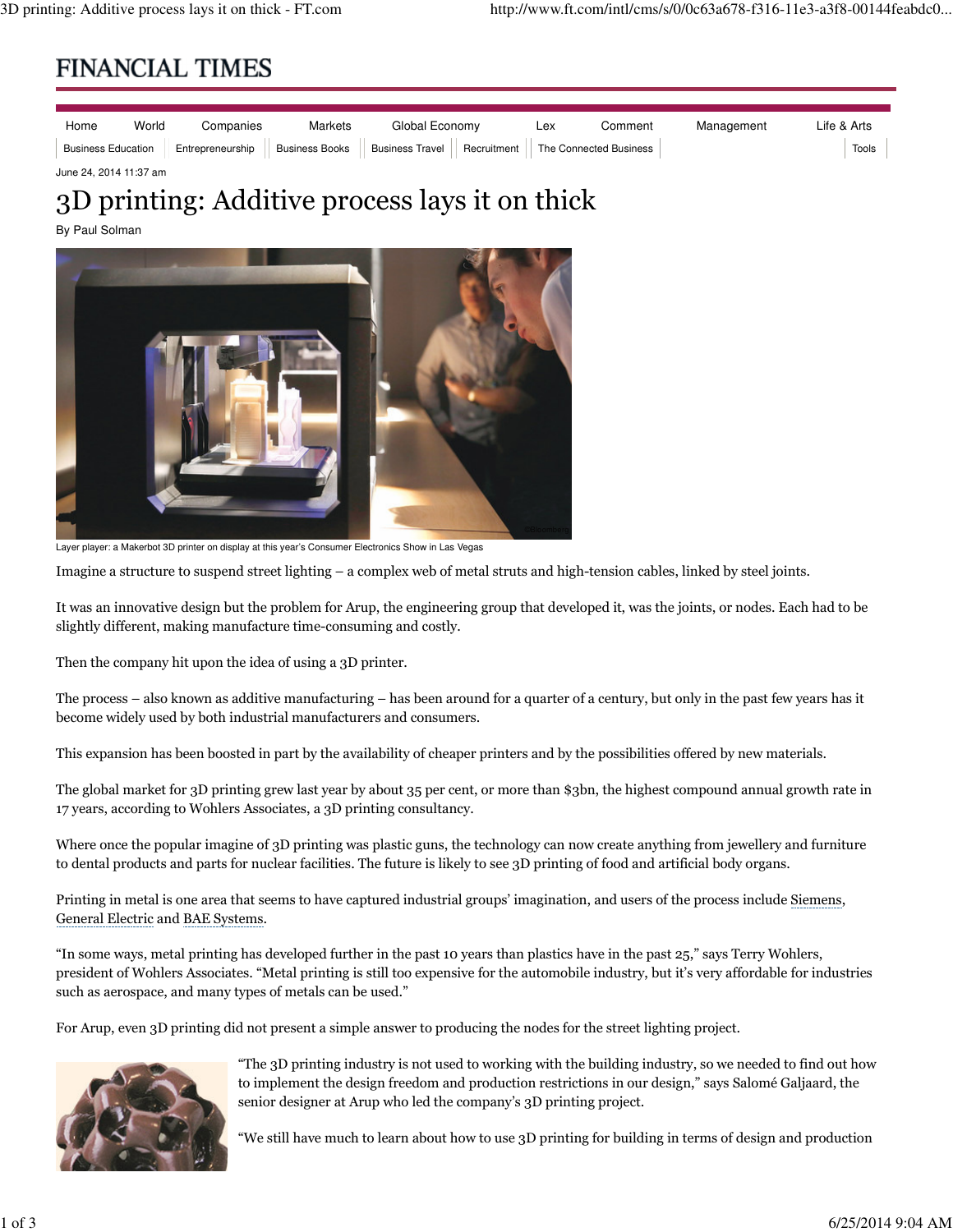June 24, 2014 11:37 am

# 3D printing: Additive process lays it on thick

By Paul Solman

Layer player: a Makerbot 3D printer on display at this year's Consumer Electronics Show in Las Vegas

Imagine a structure to suspend street lighting – a complex web of metal struts and high-tension cables, linked by steel joints.

It was an innovative design but the problem for Arup, the engineering group that developed it, was the joints, or nodes. Each had to be slightly different, making manufacture time-consuming and costly.

Then the company hit upon the idea of using a 3D printer.

The process – also known as additive manufacturing – has been around for a quarter of a century, but only in the past few years has it become widely used by both industrial manufacturers and consumers.

This expansion has been boosted in part by the availability of cheaper printers and by the possibilities offered by new materials.

The global market for 3D printing grew last year by about 35 per cent, or more than $3bn, the highest compound annual growth rate in 17 years, according to Wohlers Associates, a 3D printing consultancy.

Where once the popular imagine of 3D printing was plastic guns, the technology can now create anything from jewellery and furniture to dental products and parts for nuclear facilities. The future is likely to see 3D printing of food and artificial body organs.

Printing in metal is one area that seems to have captured industrial groups' imagination, and users of the process include Siemens, General Electric and BAE Systems.

"In some ways, metal printing has developed further in the past 10 years than plastics have in the past 25," says Terry Wohlers, president of Wohlers Associates. "Metal printing is still too expensive for the automobile industry, but it's very affordable for industries such as aerospace, and many types of metals can be used."

For Arup, even 3D printing did not present a simple answer to producing the nodes for the street lighting project.

"The 3D printing industry is not used to working with the building industry, so we needed to find out how to implement the design freedom and production restrictions in our design," says Salomé Galjaard, the senior designer at Arup who led the company's 3D printing project.

"We still have much to learn about how to use 3D printing for building in terms of design and production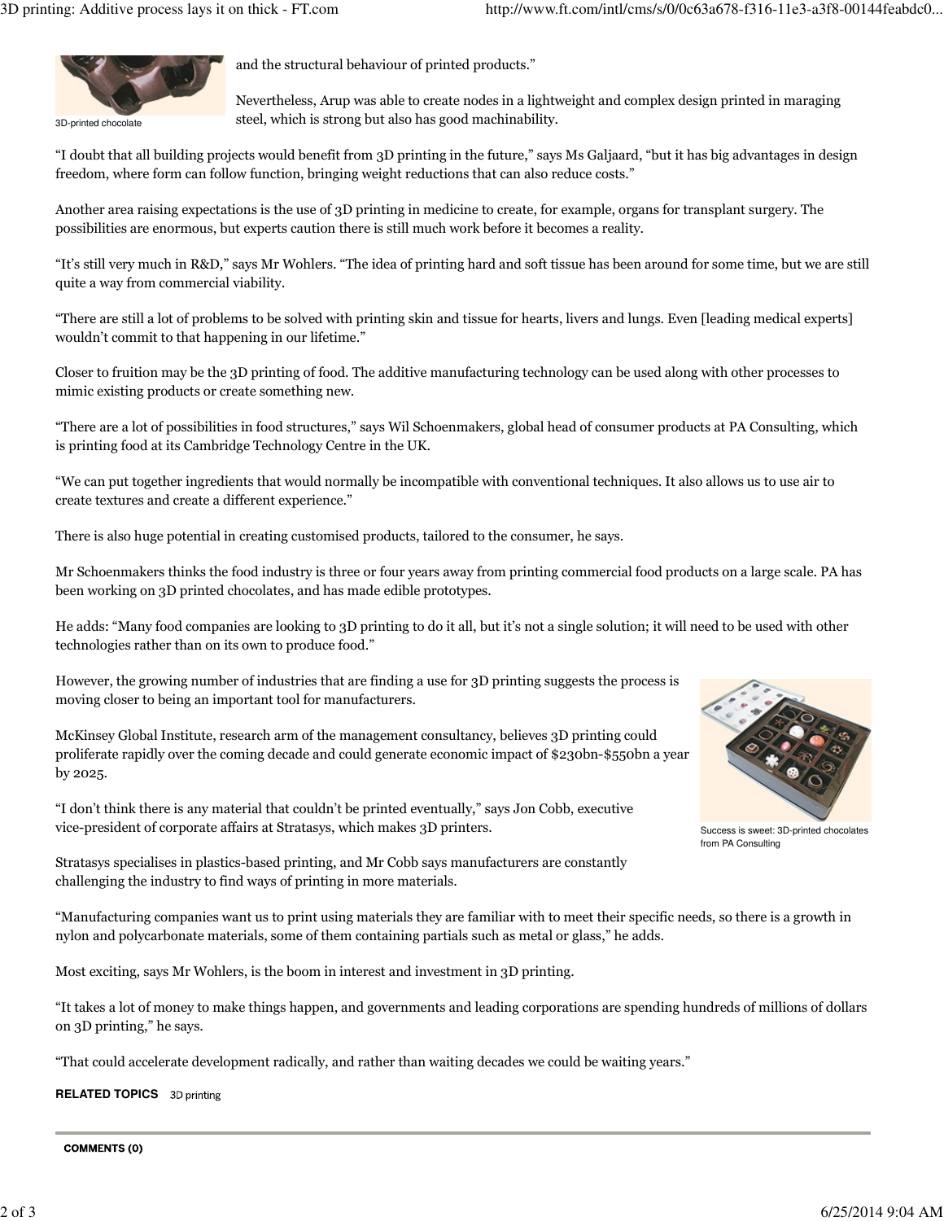3D-printed chocolate

and the structural behaviour of printed products."

Nevertheless, Arup was able to create nodes in a lightweight and complex design printed in maraging steel, which is strong but also has good machinability.

"I doubt that all building projects would benefit from 3D printing in the future," says Ms Galjaard, "but it has big advantages in design freedom, where form can follow function, bringing weight reductions that can also reduce costs."

Another area raising expectations is the use of 3D printing in medicine to create, for example, organs for transplant surgery. The possibilities are enormous, but experts caution there is still much work before it becomes a reality.

"It's still very much in R&D," says Mr Wohlers. "The idea of printing hard and soft tissue has been around for some time, but we are still quite a way from commercial viability.

"There are still a lot of problems to be solved with printing skin and tissue for hearts, livers and lungs. Even [leading medical experts] wouldn't commit to that happening in our lifetime."

Closer to fruition may be the 3D printing of food. The additive manufacturing technology can be used along with other processes to mimic existing products or create something new.

"There are a lot of possibilities in food structures," says Wil Schoenmakers, global head of consumer products at PA Consulting, which is printing food at its Cambridge Technology Centre in the UK.

"We can put together ingredients that would normally be incompatible with conventional techniques. It also allows us to use air to create textures and create a different experience."

There is also huge potential in creating customised products, tailored to the consumer, he says.

Mr Schoenmakers thinks the food industry is three or four years away from printing commercial food products on a large scale. PA has been working on 3D printed chocolates, and has made edible prototypes.

He adds: "Many food companies are looking to 3D printing to do it all, but it's not a single solution; it will need to be used with other technologies rather than on its own to produce food."

However, the growing number of industries that are finding a use for 3D printing suggests the process is moving closer to being an important tool for manufacturers.

McKinsey Global Institute, research arm of the management consultancy, believes 3D printing could proliferate rapidly over the coming decade and could generate economic impact of $230bn-$550bn a year by 2025.

"I don't think there is any material that couldn't be printed eventually," says Jon Cobb, executive vice-president of corporate affairs at Stratasys, which makes 3D printers.

Success is sweet: 3D-printed chocolates from PA Consulting

Stratasys specialises in plastics-based printing, and Mr Cobb says manufacturers are constantly challenging the industry to find ways of printing in more materials.

"Manufacturing companies want us to print using materials they are familiar with to meet their specific needs, so there is a growth in nylon and polycarbonate materials, some of them containing partials such as metal or glass," he adds.

Most exciting, says Mr Wohlers, is the boom in interest and investment in 3D printing.

"It takes a lot of money to make things happen, and governments and leading corporations are spending hundreds of millions of dollars on 3D printing," he says.

"That could accelerate development radically, and rather than waiting decades we could be waiting years."

**RELATED TOPICS** 3D printing

**COMMENTS (0)**